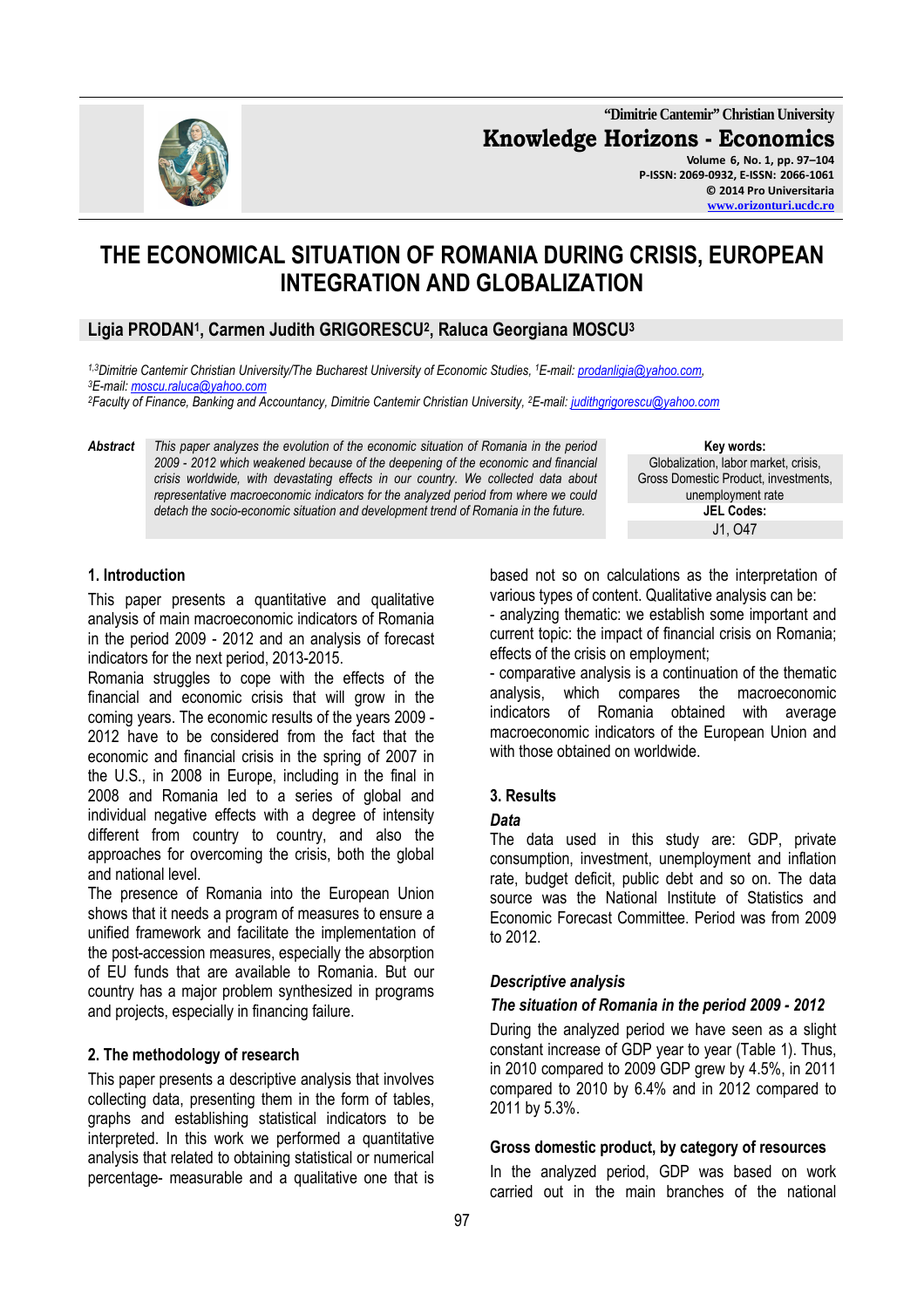# THE ECONOMICAL SITUATION OF ROMANIA DURING CRISIS, EUROPEAN INTEGRATION AND GLOBALIZATION

**Ligia PRODAN[1], Carmen Judith GRIGORESCU[2], Raluca Georgiana MOSCU[3]**

*[1,3]Dimitrie Cantemir Christian University/The Bucharest University of Economic Studies, [1]E-mail: prodanligia@yahoo.com, [3]E-mail: moscu.raluca@yahoo.com*
*[2]Faculty of Finance, Banking and Accountancy, Dimitrie Cantemir Christian University, [2]E-mail: judithgrigorescu@yahoo.com*

***Abstract*** *This paper analyzes the evolution of the economic situation of Romania in the period 2009 - 2012 which weakened because of the deepening of the economic and financial crisis worldwide, with devastating effects in our country. We collected data about representative macroeconomic indicators for the analyzed period from where we could detach the socio-economic situation and development trend of Romania in the future.*

**Key words:** Globalization, labor market, crisis, Gross Domestic Product, investments, unemployment rate

**JEL Codes:** J1, O47

## 1. Introduction

This paper presents a quantitative and qualitative analysis of main macroeconomic indicators of Romania in the period 2009 - 2012 and an analysis of forecast indicators for the next period, 2013-2015.

Romania struggles to cope with the effects of the financial and economic crisis that will grow in the coming years. The economic results of the years 2009 - 2012 have to be considered from the fact that the economic and financial crisis in the spring of 2007 in the U.S., in 2008 in Europe, including in the final in 2008 and Romania led to a series of global and individual negative effects with a degree of intensity different from country to country, and also the approaches for overcoming the crisis, both the global and national level.

The presence of Romania into the European Union shows that it needs a program of measures to ensure a unified framework and facilitate the implementation of the post-accession measures, especially the absorption of EU funds that are available to Romania. But our country has a major problem synthesized in programs and projects, especially in financing failure.

## 2. The methodology of research

This paper presents a descriptive analysis that involves collecting data, presenting them in the form of tables, graphs and establishing statistical indicators to be interpreted. In this work we performed a quantitative analysis that related to obtaining statistical or numerical percentage- measurable and a qualitative one that is based not so on calculations as the interpretation of various types of content. Qualitative analysis can be:

- analyzing thematic: we establish some important and current topic: the impact of financial crisis on Romania; effects of the crisis on employment;
- comparative analysis is a continuation of the thematic analysis, which compares the macroeconomic indicators of Romania obtained with average macroeconomic indicators of the European Union and with those obtained on worldwide.

## 3. Results

### *Data*

The data used in this study are: GDP, private consumption, investment, unemployment and inflation rate, budget deficit, public debt and so on. The data source was the National Institute of Statistics and Economic Forecast Committee. Period was from 2009 to 2012.

### *Descriptive analysis*

### *The situation of Romania in the period 2009 - 2012*

During the analyzed period we have seen as a slight constant increase of GDP year to year (Table 1). Thus, in 2010 compared to 2009 GDP grew by 4.5%, in 2011 compared to 2010 by 6.4% and in 2012 compared to 2011 by 5.3%.

### Gross domestic product, by category of resources

In the analyzed period, GDP was based on work carried out in the main branches of the national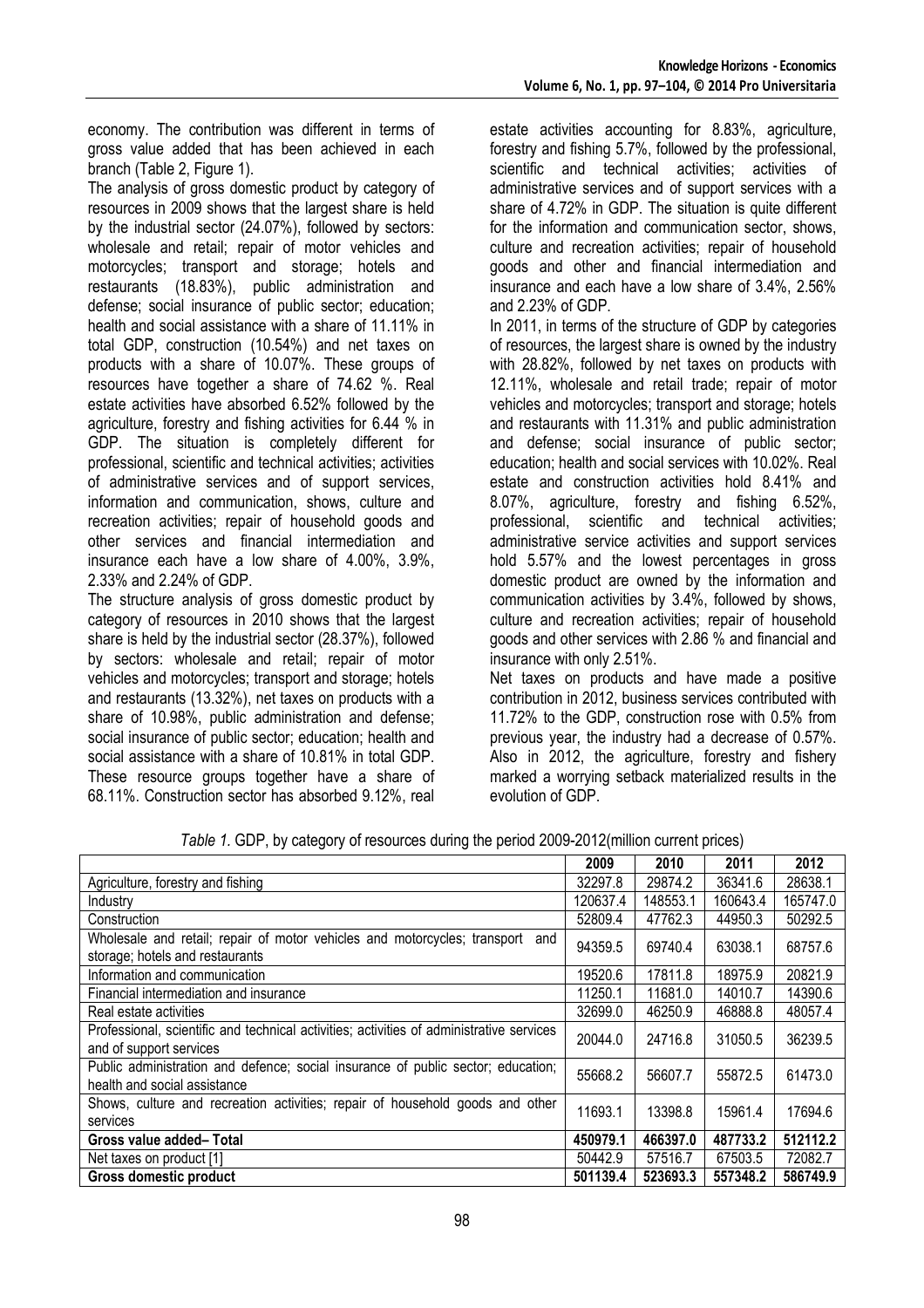economy. The contribution was different in terms of gross value added that has been achieved in each branch (Table 2, Figure 1).

The analysis of gross domestic product by category of resources in 2009 shows that the largest share is held by the industrial sector (24.07%), followed by sectors: wholesale and retail; repair of motor vehicles and motorcycles; transport and storage; hotels and restaurants (18.83%), public administration and defense; social insurance of public sector; education; health and social assistance with a share of 11.11% in total GDP, construction (10.54%) and net taxes on products with a share of 10.07%. These groups of resources have together a share of 74.62 %. Real estate activities have absorbed 6.52% followed by the agriculture, forestry and fishing activities for 6.44 % in GDP. The situation is completely different for professional, scientific and technical activities; activities of administrative services and of support services, information and communication, shows, culture and recreation activities; repair of household goods and other services and financial intermediation and insurance each have a low share of 4.00%, 3.9%, 2.33% and 2.24% of GDP.

The structure analysis of gross domestic product by category of resources in 2010 shows that the largest share is held by the industrial sector (28.37%), followed by sectors: wholesale and retail; repair of motor vehicles and motorcycles; transport and storage; hotels and restaurants (13.32%), net taxes on products with a share of 10.98%, public administration and defense; social insurance of public sector; education; health and social assistance with a share of 10.81% in total GDP. These resource groups together have a share of 68.11%. Construction sector has absorbed 9.12%, real estate activities accounting for 8.83%, agriculture, forestry and fishing 5.7%, followed by the professional, scientific and technical activities; activities of administrative services and of support services with a share of 4.72% in GDP. The situation is quite different for the information and communication sector, shows, culture and recreation activities; repair of household goods and other and financial intermediation and insurance and each have a low share of 3.4%, 2.56% and 2.23% of GDP.

In 2011, in terms of the structure of GDP by categories of resources, the largest share is owned by the industry with 28.82%, followed by net taxes on products with 12.11%, wholesale and retail trade; repair of motor vehicles and motorcycles; transport and storage; hotels and restaurants with 11.31% and public administration and defense; social insurance of public sector; education; health and social services with 10.02%. Real estate and construction activities hold 8.41% and 8.07%, agriculture, forestry and fishing 6.52%, professional, scientific and technical activities; administrative service activities and support services hold 5.57% and the lowest percentages in gross domestic product are owned by the information and communication activities by 3.4%, followed by shows, culture and recreation activities; repair of household goods and other services with 2.86 % and financial and insurance with only 2.51%.

Net taxes on products and have made a positive contribution in 2012, business services contributed with 11.72% to the GDP, construction rose with 0.5% from previous year, the industry had a decrease of 0.57%. Also in 2012, the agriculture, forestry and fishery marked a worrying setback materialized results in the evolution of GDP.

*Table 1.* GDP, by category of resources during the period 2009-2012(million current prices)

| | 2009 | 2010 | 2011 | 2012 |
|---|---|---|---|---|
| Agriculture, forestry and fishing | 32297.8 | 29874.2 | 36341.6 | 28638.1 |
| Industry | 120637.4 | 148553.1 | 160643.4 | 165747.0 |
| Construction | 52809.4 | 47762.3 | 44950.3 | 50292.5 |
| Wholesale and retail; repair of motor vehicles and motorcycles; transport and storage; hotels and restaurants | 94359.5 | 69740.4 | 63038.1 | 68757.6 |
| Information and communication | 19520.6 | 17811.8 | 18975.9 | 20821.9 |
| Financial intermediation and insurance | 11250.1 | 11681.0 | 14010.7 | 14390.6 |
| Real estate activities | 32699.0 | 46250.9 | 46888.8 | 48057.4 |
| Professional, scientific and technical activities; activities of administrative services and of support services | 20044.0 | 24716.8 | 31050.5 | 36239.5 |
| Public administration and defence; social insurance of public sector; education; health and social assistance | 55668.2 | 56607.7 | 55872.5 | 61473.0 |
| Shows, culture and recreation activities; repair of household goods and other services | 11693.1 | 13398.8 | 15961.4 | 17694.6 |
| **Gross value added– Total** | **450979.1** | **466397.0** | **487733.2** | **512112.2** |
| Net taxes on product [1] | 50442.9 | 57516.7 | 67503.5 | 72082.7 |
| **Gross domestic product** | **501139.4** | **523693.3** | **557348.2** | **586749.9** |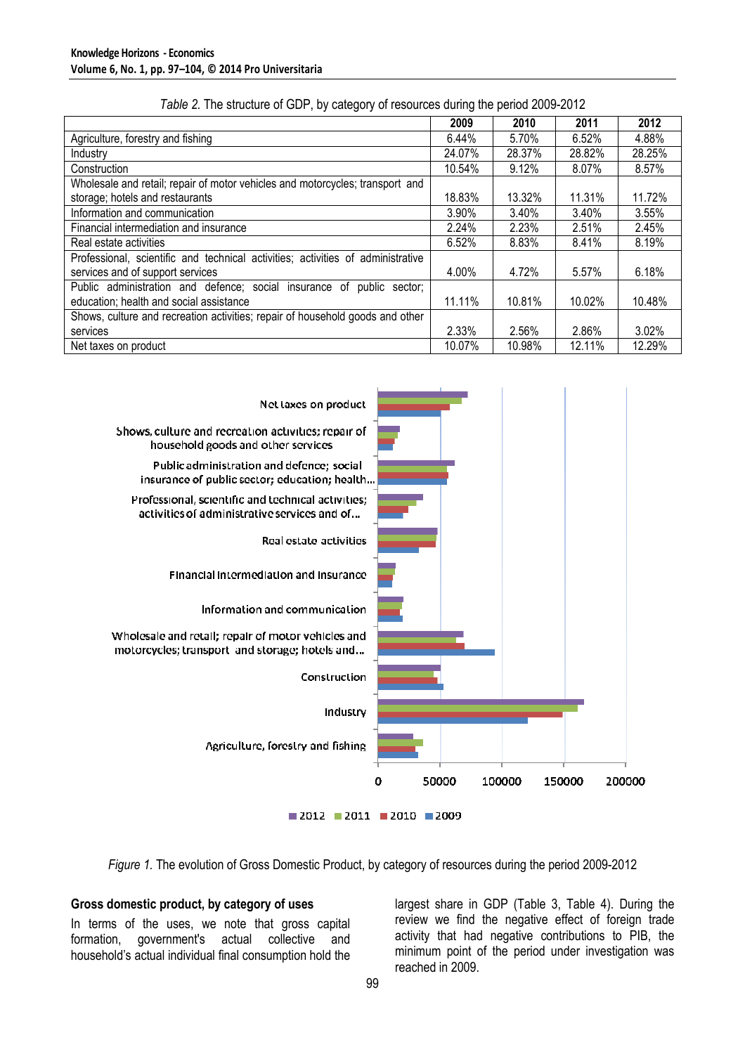*Table 2.* The structure of GDP, by category of resources during the period 2009-2012

| | 2009 | 2010 | 2011 | 2012 |
|---|---|---|---|---|
| Agriculture, forestry and fishing | 6.44% | 5.70% | 6.52% | 4.88% |
| Industry | 24.07% | 28.37% | 28.82% | 28.25% |
| Construction | 10.54% | 9.12% | 8.07% | 8.57% |
| Wholesale and retail; repair of motor vehicles and motorcycles; transport and storage; hotels and restaurants | 18.83% | 13.32% | 11.31% | 11.72% |
| Information and communication | 3.90% | 3.40% | 3.40% | 3.55% |
| Financial intermediation and insurance | 2.24% | 2.23% | 2.51% | 2.45% |
| Real estate activities | 6.52% | 8.83% | 8.41% | 8.19% |
| Professional, scientific and technical activities; activities of administrative services and of support services | 4.00% | 4.72% | 5.57% | 6.18% |
| Public administration and defence; social insurance of public sector; education; health and social assistance | 11.11% | 10.81% | 10.02% | 10.48% |
| Shows, culture and recreation activities; repair of household goods and other services | 2.33% | 2.56% | 2.86% | 3.02% |
| Net taxes on product | 10.07% | 10.98% | 12.11% | 12.29% |

*Figure 1.* The evolution of Gross Domestic Product, by category of resources during the period 2009-2012

### Gross domestic product, by category of uses

In terms of the uses, we note that gross capital formation, government's actual collective and household's actual individual final consumption hold the largest share in GDP (Table 3, Table 4). During the review we find the negative effect of foreign trade activity that had negative contributions to PIB, the minimum point of the period under investigation was reached in 2009.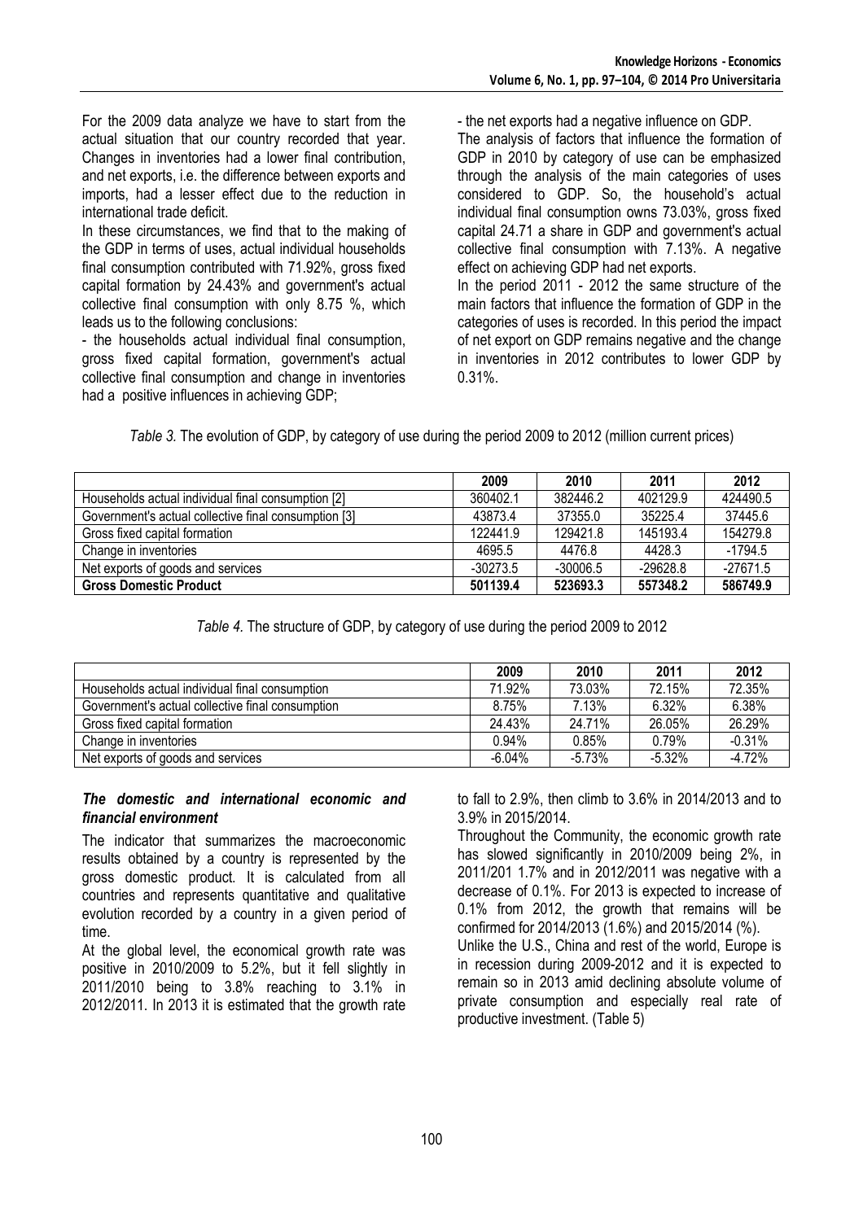For the 2009 data analyze we have to start from the actual situation that our country recorded that year. Changes in inventories had a lower final contribution, and net exports, i.e. the difference between exports and imports, had a lesser effect due to the reduction in international trade deficit.

In these circumstances, we find that to the making of the GDP in terms of uses, actual individual households final consumption contributed with 71.92%, gross fixed capital formation by 24.43% and government's actual collective final consumption with only 8.75 %, which leads us to the following conclusions:

- the households actual individual final consumption, gross fixed capital formation, government's actual collective final consumption and change in inventories had a positive influences in achieving GDP;
- the net exports had a negative influence on GDP.

The analysis of factors that influence the formation of GDP in 2010 by category of use can be emphasized through the analysis of the main categories of uses considered to GDP. So, the household's actual individual final consumption owns 73.03%, gross fixed capital 24.71 a share in GDP and government's actual collective final consumption with 7.13%. A negative effect on achieving GDP had net exports.

In the period 2011 - 2012 the same structure of the main factors that influence the formation of GDP in the categories of uses is recorded. In this period the impact of net export on GDP remains negative and the change in inventories in 2012 contributes to lower GDP by 0.31%.

*Table 3.* The evolution of GDP, by category of use during the period 2009 to 2012 (million current prices)

| | 2009 | 2010 | 2011 | 2012 |
|---|---|---|---|---|
| Households actual individual final consumption [2] | 360402.1 | 382446.2 | 402129.9 | 424490.5 |
| Government's actual collective final consumption [3] | 43873.4 | 37355.0 | 35225.4 | 37445.6 |
| Gross fixed capital formation | 122441.9 | 129421.8 | 145193.4 | 154279.8 |
| Change in inventories | 4695.5 | 4476.8 | 4428.3 | -1794.5 |
| Net exports of goods and services | -30273.5 | -30006.5 | -29628.8 | -27671.5 |
| **Gross Domestic Product** | **501139.4** | **523693.3** | **557348.2** | **586749.9** |

*Table 4.* The structure of GDP, by category of use during the period 2009 to 2012

| | 2009 | 2010 | 2011 | 2012 |
|---|---|---|---|---|
| Households actual individual final consumption | 71.92% | 73.03% | 72.15% | 72.35% |
| Government's actual collective final consumption | 8.75% | 7.13% | 6.32% | 6.38% |
| Gross fixed capital formation | 24.43% | 24.71% | 26.05% | 26.29% |
| Change in inventories | 0.94% | 0.85% | 0.79% | -0.31% |
| Net exports of goods and services | -6.04% | -5.73% | -5.32% | -4.72% |

### *The domestic and international economic and financial environment*

The indicator that summarizes the macroeconomic results obtained by a country is represented by the gross domestic product. It is calculated from all countries and represents quantitative and qualitative evolution recorded by a country in a given period of time.

At the global level, the economical growth rate was positive in 2010/2009 to 5.2%, but it fell slightly in 2011/2010 being to 3.8% reaching to 3.1% in 2012/2011. In 2013 it is estimated that the growth rate to fall to 2.9%, then climb to 3.6% in 2014/2013 and to 3.9% in 2015/2014.

Throughout the Community, the economic growth rate has slowed significantly in 2010/2009 being 2%, in 2011/201 1.7% and in 2012/2011 was negative with a decrease of 0.1%. For 2013 is expected to increase of 0.1% from 2012, the growth that remains will be confirmed for 2014/2013 (1.6%) and 2015/2014 (%).

Unlike the U.S., China and rest of the world, Europe is in recession during 2009-2012 and it is expected to remain so in 2013 amid declining absolute volume of private consumption and especially real rate of productive investment. (Table 5)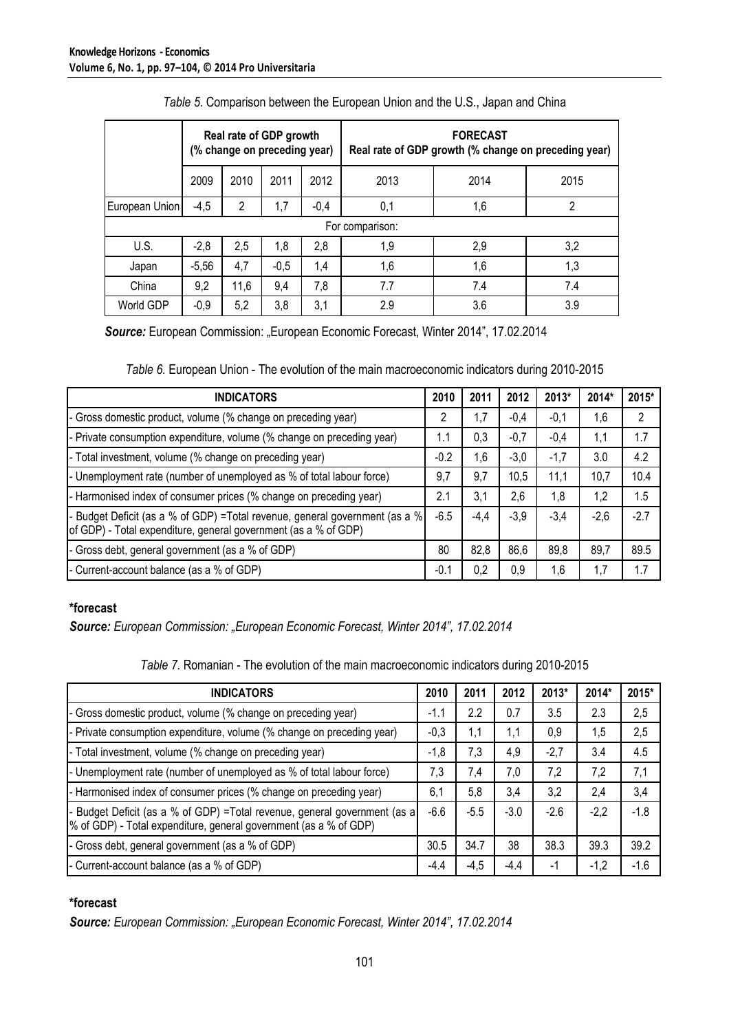*Table 5.* Comparison between the European Union and the U.S., Japan and China

| | Real rate of GDP growth (% change on preceding year) | | | | FORECAST Real rate of GDP growth (% change on preceding year) | | |
|---|---|---|---|---|---|---|---|
| | 2009 | 2010 | 2011 | 2012 | 2013 | 2014 | 2015 |
| European Union | -4,5 | 2 | 1,7 | -0,4 | 0,1 | 1,6 | 2 |
| For comparison: | | | | | | | |
| U.S. | -2,8 | 2,5 | 1,8 | 2,8 | 1,9 | 2,9 | 3,2 |
| Japan | -5,56 | 4,7 | -0,5 | 1,4 | 1,6 | 1,6 | 1,3 |
| China | 9,2 | 11,6 | 9,4 | 7,8 | 7.7 | 7.4 | 7.4 |
| World GDP | -0,9 | 5,2 | 3,8 | 3,1 | 2.9 | 3.6 | 3.9 |

***Source:*** European Commission: „European Economic Forecast, Winter 2014", 17.02.2014

*Table 6.* European Union - The evolution of the main macroeconomic indicators during 2010-2015

| INDICATORS | 2010 | 2011 | 2012 | 2013* | 2014* | 2015* |
|---|---|---|---|---|---|---|
| - Gross domestic product, volume (% change on preceding year) | 2 | 1,7 | -0,4 | -0,1 | 1,6 | 2 |
| - Private consumption expenditure, volume (% change on preceding year) | 1.1 | 0,3 | -0,7 | -0,4 | 1,1 | 1.7 |
| - Total investment, volume (% change on preceding year) | -0.2 | 1,6 | -3,0 | -1,7 | 3.0 | 4.2 |
| - Unemployment rate (number of unemployed as % of total labour force) | 9,7 | 9,7 | 10,5 | 11,1 | 10,7 | 10.4 |
| - Harmonised index of consumer prices (% change on preceding year) | 2.1 | 3,1 | 2,6 | 1,8 | 1,2 | 1.5 |
| - Budget Deficit (as a % of GDP) =Total revenue, general government (as a % of GDP) - Total expenditure, general government (as a % of GDP) | -6.5 | -4,4 | -3,9 | -3,4 | -2,6 | -2.7 |
| - Gross debt, general government (as a % of GDP) | 80 | 82,8 | 86,6 | 89,8 | 89,7 | 89.5 |
| - Current-account balance (as a % of GDP) | -0.1 | 0,2 | 0,9 | 1,6 | 1,7 | 1.7 |

**\*forecast**

***Source:*** *European Commission: „European Economic Forecast, Winter 2014", 17.02.2014*

*Table 7.* Romanian - The evolution of the main macroeconomic indicators during 2010-2015

| INDICATORS | 2010 | 2011 | 2012 | 2013* | 2014* | 2015* |
|---|---|---|---|---|---|---|
| - Gross domestic product, volume (% change on preceding year) | -1.1 | 2.2 | 0.7 | 3.5 | 2.3 | 2,5 |
| - Private consumption expenditure, volume (% change on preceding year) | -0,3 | 1,1 | 1,1 | 0,9 | 1,5 | 2,5 |
| - Total investment, volume (% change on preceding year) | -1,8 | 7,3 | 4,9 | -2,7 | 3.4 | 4.5 |
| - Unemployment rate (number of unemployed as % of total labour force) | 7,3 | 7,4 | 7,0 | 7,2 | 7,2 | 7,1 |
| - Harmonised index of consumer prices (% change on preceding year) | 6,1 | 5,8 | 3,4 | 3,2 | 2,4 | 3,4 |
| - Budget Deficit (as a % of GDP) =Total revenue, general government (as a % of GDP) - Total expenditure, general government (as a % of GDP) | -6.6 | -5.5 | -3.0 | -2.6 | -2,2 | -1.8 |
| - Gross debt, general government (as a % of GDP) | 30.5 | 34.7 | 38 | 38.3 | 39.3 | 39.2 |
| - Current-account balance (as a % of GDP) | -4.4 | -4,5 | -4.4 | -1 | -1,2 | -1.6 |

**\*forecast**

***Source:*** *European Commission: „European Economic Forecast, Winter 2014", 17.02.2014*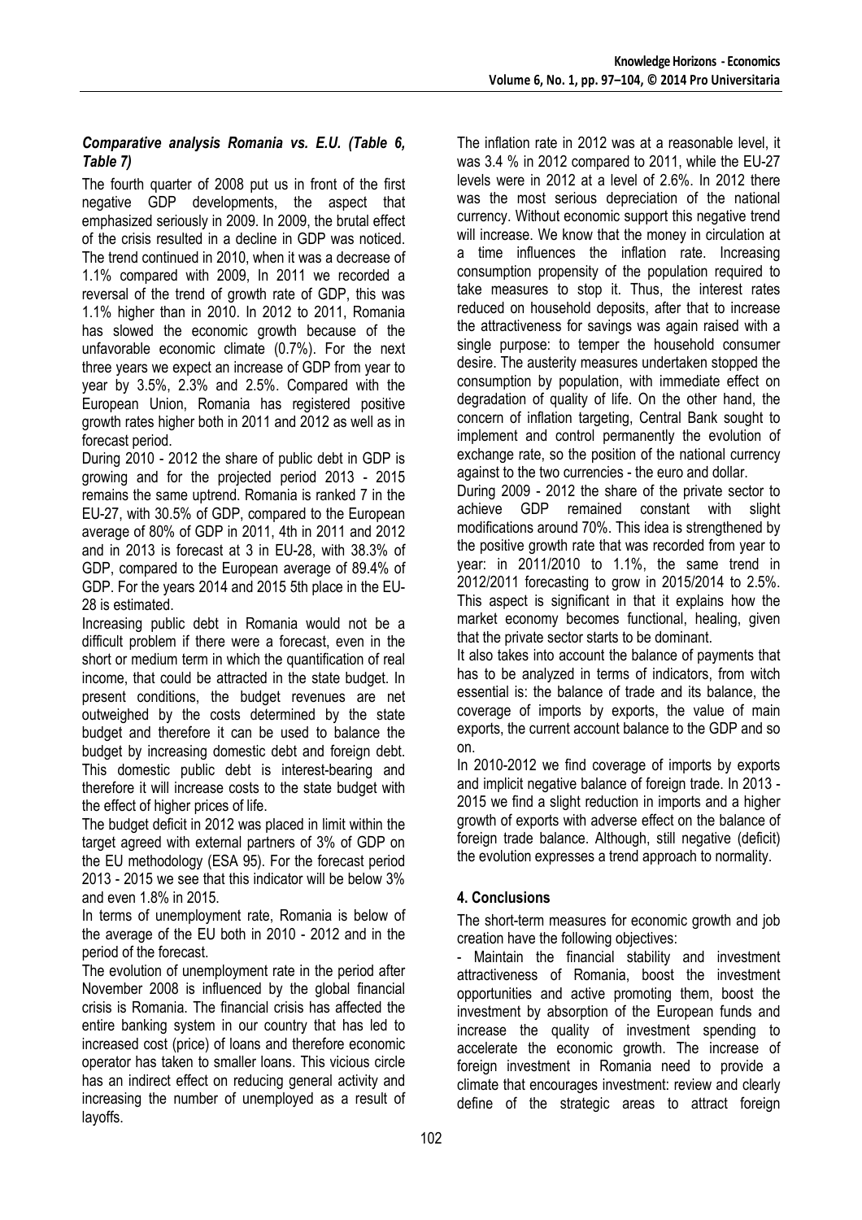***Comparative analysis Romania vs. E.U. (Table 6, Table 7)***

The fourth quarter of 2008 put us in front of the first negative GDP developments, the aspect that emphasized seriously in 2009. In 2009, the brutal effect of the crisis resulted in a decline in GDP was noticed. The trend continued in 2010, when it was a decrease of 1.1% compared with 2009, In 2011 we recorded a reversal of the trend of growth rate of GDP, this was 1.1% higher than in 2010. In 2012 to 2011, Romania has slowed the economic growth because of the unfavorable economic climate (0.7%). For the next three years we expect an increase of GDP from year to year by 3.5%, 2.3% and 2.5%. Compared with the European Union, Romania has registered positive growth rates higher both in 2011 and 2012 as well as in forecast period.

During 2010 - 2012 the share of public debt in GDP is growing and for the projected period 2013 - 2015 remains the same uptrend. Romania is ranked 7 in the EU-27, with 30.5% of GDP, compared to the European average of 80% of GDP in 2011, 4th in 2011 and 2012 and in 2013 is forecast at 3 in EU-28, with 38.3% of GDP, compared to the European average of 89.4% of GDP. For the years 2014 and 2015 5th place in the EU-28 is estimated.

Increasing public debt in Romania would not be a difficult problem if there were a forecast, even in the short or medium term in which the quantification of real income, that could be attracted in the state budget. In present conditions, the budget revenues are net outweighed by the costs determined by the state budget and therefore it can be used to balance the budget by increasing domestic debt and foreign debt. This domestic public debt is interest-bearing and therefore it will increase costs to the state budget with the effect of higher prices of life.

The budget deficit in 2012 was placed in limit within the target agreed with external partners of 3% of GDP on the EU methodology (ESA 95). For the forecast period 2013 - 2015 we see that this indicator will be below 3% and even 1.8% in 2015.

In terms of unemployment rate, Romania is below of the average of the EU both in 2010 - 2012 and in the period of the forecast.

The evolution of unemployment rate in the period after November 2008 is influenced by the global financial crisis is Romania. The financial crisis has affected the entire banking system in our country that has led to increased cost (price) of loans and therefore economic operator has taken to smaller loans. This vicious circle has an indirect effect on reducing general activity and increasing the number of unemployed as a result of layoffs.

The inflation rate in 2012 was at a reasonable level, it was 3.4 % in 2012 compared to 2011, while the EU-27 levels were in 2012 at a level of 2.6%. In 2012 there was the most serious depreciation of the national currency. Without economic support this negative trend will increase. We know that the money in circulation at a time influences the inflation rate. Increasing consumption propensity of the population required to take measures to stop it. Thus, the interest rates reduced on household deposits, after that to increase the attractiveness for savings was again raised with a single purpose: to temper the household consumer desire. The austerity measures undertaken stopped the consumption by population, with immediate effect on degradation of quality of life. On the other hand, the concern of inflation targeting, Central Bank sought to implement and control permanently the evolution of exchange rate, so the position of the national currency against to the two currencies - the euro and dollar.

During 2009 - 2012 the share of the private sector to achieve GDP remained constant with slight modifications around 70%. This idea is strengthened by the positive growth rate that was recorded from year to year: in 2011/2010 to 1.1%, the same trend in 2012/2011 forecasting to grow in 2015/2014 to 2.5%. This aspect is significant in that it explains how the market economy becomes functional, healing, given that the private sector starts to be dominant.

It also takes into account the balance of payments that has to be analyzed in terms of indicators, from witch essential is: the balance of trade and its balance, the coverage of imports by exports, the value of main exports, the current account balance to the GDP and so on.

In 2010-2012 we find coverage of imports by exports and implicit negative balance of foreign trade. In 2013 - 2015 we find a slight reduction in imports and a higher growth of exports with adverse effect on the balance of foreign trade balance. Although, still negative (deficit) the evolution expresses a trend approach to normality.

## 4. Conclusions

The short-term measures for economic growth and job creation have the following objectives:

- Maintain the financial stability and investment attractiveness of Romania, boost the investment opportunities and active promoting them, boost the investment by absorption of the European funds and increase the quality of investment spending to accelerate the economic growth. The increase of foreign investment in Romania need to provide a climate that encourages investment: review and clearly define of the strategic areas to attract foreign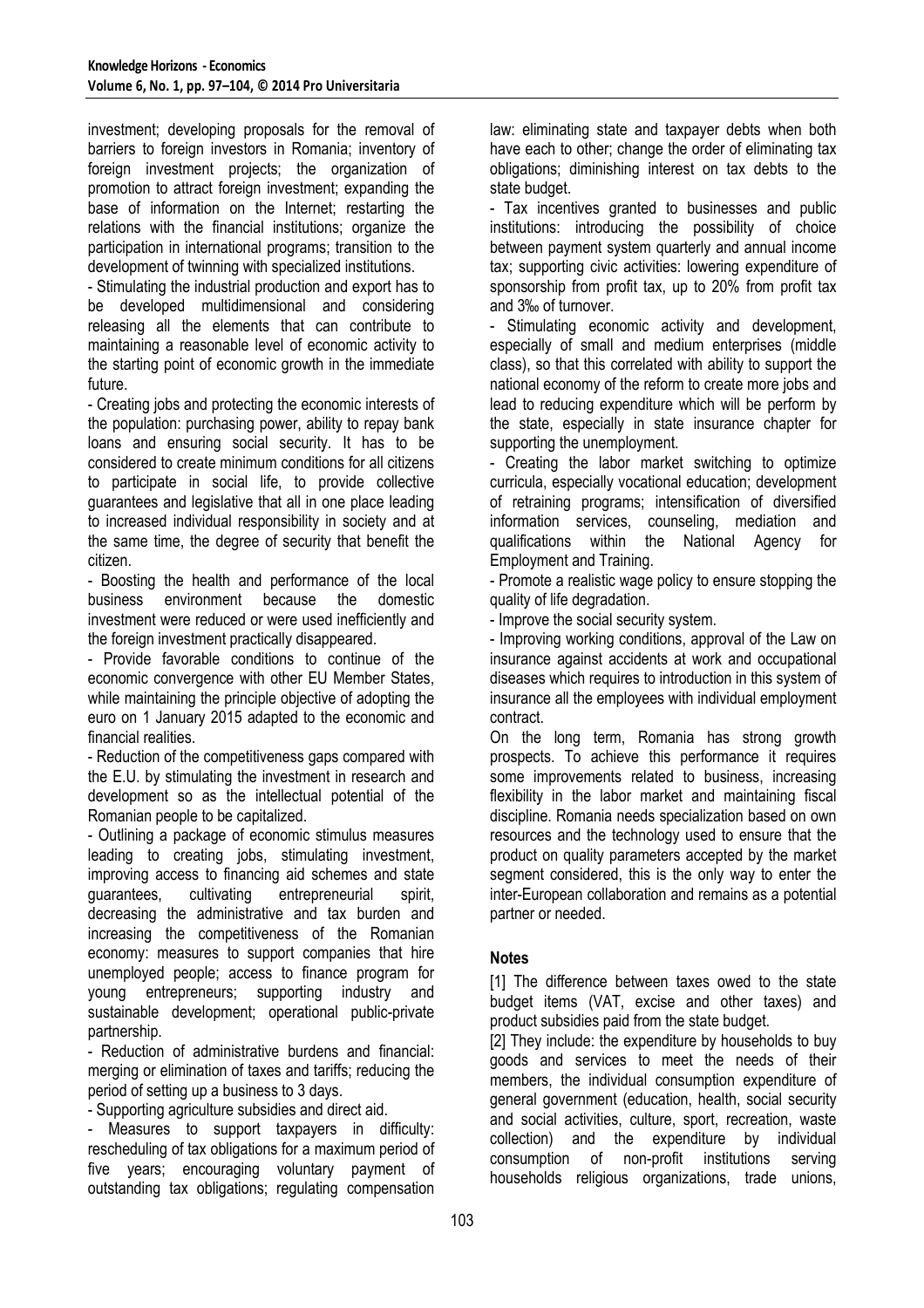investment; developing proposals for the removal of barriers to foreign investors in Romania; inventory of foreign investment projects; the organization of promotion to attract foreign investment; expanding the base of information on the Internet; restarting the relations with the financial institutions; organize the participation in international programs; transition to the development of twinning with specialized institutions.

- Stimulating the industrial production and export has to be developed multidimensional and considering releasing all the elements that can contribute to maintaining a reasonable level of economic activity to the starting point of economic growth in the immediate future.
- Creating jobs and protecting the economic interests of the population: purchasing power, ability to repay bank loans and ensuring social security. It has to be considered to create minimum conditions for all citizens to participate in social life, to provide collective guarantees and legislative that all in one place leading to increased individual responsibility in society and at the same time, the degree of security that benefit the citizen.
- Boosting the health and performance of the local business environment because the domestic investment were reduced or were used inefficiently and the foreign investment practically disappeared.
- Provide favorable conditions to continue of the economic convergence with other EU Member States, while maintaining the principle objective of adopting the euro on 1 January 2015 adapted to the economic and financial realities.
- Reduction of the competitiveness gaps compared with the E.U. by stimulating the investment in research and development so as the intellectual potential of the Romanian people to be capitalized.
- Outlining a package of economic stimulus measures leading to creating jobs, stimulating investment, improving access to financing aid schemes and state guarantees, cultivating entrepreneurial spirit, decreasing the administrative and tax burden and increasing the competitiveness of the Romanian economy: measures to support companies that hire unemployed people; access to finance program for young entrepreneurs; supporting industry and sustainable development; operational public-private partnership.
- Reduction of administrative burdens and financial: merging or elimination of taxes and tariffs; reducing the period of setting up a business to 3 days.
- Supporting agriculture subsidies and direct aid.
- Measures to support taxpayers in difficulty: rescheduling of tax obligations for a maximum period of five years; encouraging voluntary payment of outstanding tax obligations; regulating compensation law: eliminating state and taxpayer debts when both have each to other; change the order of eliminating tax obligations; diminishing interest on tax debts to the state budget.
- Tax incentives granted to businesses and public institutions: introducing the possibility of choice between payment system quarterly and annual income tax; supporting civic activities: lowering expenditure of sponsorship from profit tax, up to 20% from profit tax and 3‰ of turnover.
- Stimulating economic activity and development, especially of small and medium enterprises (middle class), so that this correlated with ability to support the national economy of the reform to create more jobs and lead to reducing expenditure which will be perform by the state, especially in state insurance chapter for supporting the unemployment.
- Creating the labor market switching to optimize curricula, especially vocational education; development of retraining programs; intensification of diversified information services, counseling, mediation and qualifications within the National Agency for Employment and Training.
- Promote a realistic wage policy to ensure stopping the quality of life degradation.
- Improve the social security system.
- Improving working conditions, approval of the Law on insurance against accidents at work and occupational diseases which requires to introduction in this system of insurance all the employees with individual employment contract.

On the long term, Romania has strong growth prospects. To achieve this performance it requires some improvements related to business, increasing flexibility in the labor market and maintaining fiscal discipline. Romania needs specialization based on own resources and the technology used to ensure that the product on quality parameters accepted by the market segment considered, this is the only way to enter the inter-European collaboration and remains as a potential partner or needed.

**Notes**

[1] The difference between taxes owed to the state budget items (VAT, excise and other taxes) and product subsidies paid from the state budget.

[2] They include: the expenditure by households to buy goods and services to meet the needs of their members, the individual consumption expenditure of general government (education, health, social security and social activities, culture, sport, recreation, waste collection) and the expenditure by individual consumption of non-profit institutions serving households religious organizations, trade unions,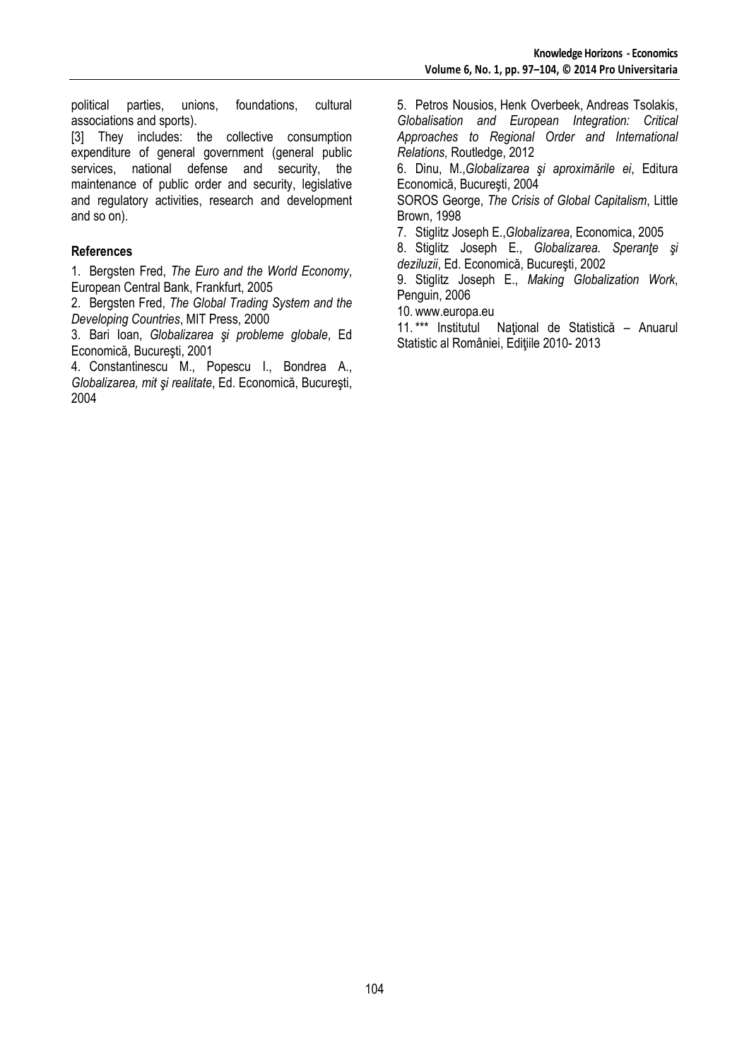political parties, unions, foundations, cultural associations and sports).

[3] They includes: the collective consumption expenditure of general government (general public services, national defense and security, the maintenance of public order and security, legislative and regulatory activities, research and development and so on).

## References

1. Bergsten Fred, *The Euro and the World Economy*, European Central Bank, Frankfurt, 2005
2. Bergsten Fred, *The Global Trading System and the Developing Countries*, MIT Press, 2000
3. Bari Ioan, *Globalizarea şi probleme globale*, Ed Economică, Bucureşti, 2001
4. Constantinescu M., Popescu I., Bondrea A., *Globalizarea, mit şi realitate*, Ed. Economică, Bucureşti, 2004
5. Petros Nousios, Henk Overbeek, Andreas Tsolakis, *Globalisation and European Integration: Critical Approaches to Regional Order and International Relations,* Routledge, 2012
6. Dinu, M.,*Globalizarea şi aproximările ei*, Editura Economică, Bucureşti, 2004

SOROS George, *The Crisis of Global Capitalism*, Little Brown, 1998

7. Stiglitz Joseph E.,*Globalizarea*, Economica, 2005
8. Stiglitz Joseph E., *Globalizarea. Speranţe şi deziluzii*, Ed. Economică, Bucureşti, 2002
9. Stiglitz Joseph E., *Making Globalization Work*, Penguin, 2006
10. www.europa.eu
11. *** Institutul Naţional de Statistică – Anuarul Statistic al României, Ediţiile 2010- 2013